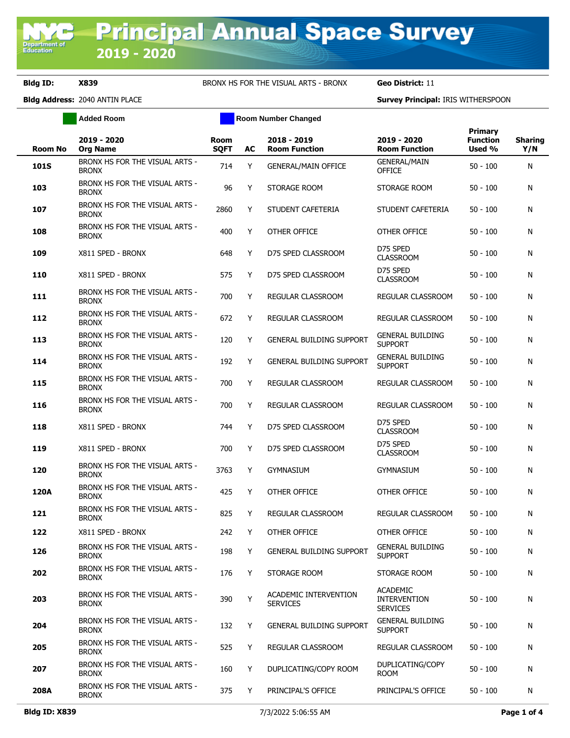# Principal Annual Space Survey

## 2019 - 2020

**Bldg ID:** X839 BRONX HS FOR THE VISUAL ARTS - BRONX **Geo District:** 11

**Bldg Address:** 2040 ANTIN PLACE **Survey Principal:** IRIS WITHERSPOON

Added Room | Room Number Changed

| Room No | 2019 - 2020 Org Name | Room SQFT | AC | 2018 - 2019 Room Function | 2019 - 2020 Room Function | Primary Function Used % | Sharing Y/N |
|---|---|---|---|---|---|---|---|
| 101S | BRONX HS FOR THE VISUAL ARTS - BRONX | 714 | Y | GENERAL/MAIN OFFICE | GENERAL/MAIN OFFICE | 50 - 100 | N |
| 103 | BRONX HS FOR THE VISUAL ARTS - BRONX | 96 | Y | STORAGE ROOM | STORAGE ROOM | 50 - 100 | N |
| 107 | BRONX HS FOR THE VISUAL ARTS - BRONX | 2860 | Y | STUDENT CAFETERIA | STUDENT CAFETERIA | 50 - 100 | N |
| 108 | BRONX HS FOR THE VISUAL ARTS - BRONX | 400 | Y | OTHER OFFICE | OTHER OFFICE | 50 - 100 | N |
| 109 | X811 SPED - BRONX | 648 | Y | D75 SPED CLASSROOM | D75 SPED CLASSROOM | 50 - 100 | N |
| 110 | X811 SPED - BRONX | 575 | Y | D75 SPED CLASSROOM | D75 SPED CLASSROOM | 50 - 100 | N |
| 111 | BRONX HS FOR THE VISUAL ARTS - BRONX | 700 | Y | REGULAR CLASSROOM | REGULAR CLASSROOM | 50 - 100 | N |
| 112 | BRONX HS FOR THE VISUAL ARTS - BRONX | 672 | Y | REGULAR CLASSROOM | REGULAR CLASSROOM | 50 - 100 | N |
| 113 | BRONX HS FOR THE VISUAL ARTS - BRONX | 120 | Y | GENERAL BUILDING SUPPORT | GENERAL BUILDING SUPPORT | 50 - 100 | N |
| 114 | BRONX HS FOR THE VISUAL ARTS - BRONX | 192 | Y | GENERAL BUILDING SUPPORT | GENERAL BUILDING SUPPORT | 50 - 100 | N |
| 115 | BRONX HS FOR THE VISUAL ARTS - BRONX | 700 | Y | REGULAR CLASSROOM | REGULAR CLASSROOM | 50 - 100 | N |
| 116 | BRONX HS FOR THE VISUAL ARTS - BRONX | 700 | Y | REGULAR CLASSROOM | REGULAR CLASSROOM | 50 - 100 | N |
| 118 | X811 SPED - BRONX | 744 | Y | D75 SPED CLASSROOM | D75 SPED CLASSROOM | 50 - 100 | N |
| 119 | X811 SPED - BRONX | 700 | Y | D75 SPED CLASSROOM | D75 SPED CLASSROOM | 50 - 100 | N |
| 120 | BRONX HS FOR THE VISUAL ARTS - BRONX | 3763 | Y | GYMNASIUM | GYMNASIUM | 50 - 100 | N |
| 120A | BRONX HS FOR THE VISUAL ARTS - BRONX | 425 | Y | OTHER OFFICE | OTHER OFFICE | 50 - 100 | N |
| 121 | BRONX HS FOR THE VISUAL ARTS - BRONX | 825 | Y | REGULAR CLASSROOM | REGULAR CLASSROOM | 50 - 100 | N |
| 122 | X811 SPED - BRONX | 242 | Y | OTHER OFFICE | OTHER OFFICE | 50 - 100 | N |
| 126 | BRONX HS FOR THE VISUAL ARTS - BRONX | 198 | Y | GENERAL BUILDING SUPPORT | GENERAL BUILDING SUPPORT | 50 - 100 | N |
| 202 | BRONX HS FOR THE VISUAL ARTS - BRONX | 176 | Y | STORAGE ROOM | STORAGE ROOM | 50 - 100 | N |
| 203 | BRONX HS FOR THE VISUAL ARTS - BRONX | 390 | Y | ACADEMIC INTERVENTION SERVICES | ACADEMIC INTERVENTION SERVICES | 50 - 100 | N |
| 204 | BRONX HS FOR THE VISUAL ARTS - BRONX | 132 | Y | GENERAL BUILDING SUPPORT | GENERAL BUILDING SUPPORT | 50 - 100 | N |
| 205 | BRONX HS FOR THE VISUAL ARTS - BRONX | 525 | Y | REGULAR CLASSROOM | REGULAR CLASSROOM | 50 - 100 | N |
| 207 | BRONX HS FOR THE VISUAL ARTS - BRONX | 160 | Y | DUPLICATING/COPY ROOM | DUPLICATING/COPY ROOM | 50 - 100 | N |
| 208A | BRONX HS FOR THE VISUAL ARTS - BRONX | 375 | Y | PRINCIPAL'S OFFICE | PRINCIPAL'S OFFICE | 50 - 100 | N |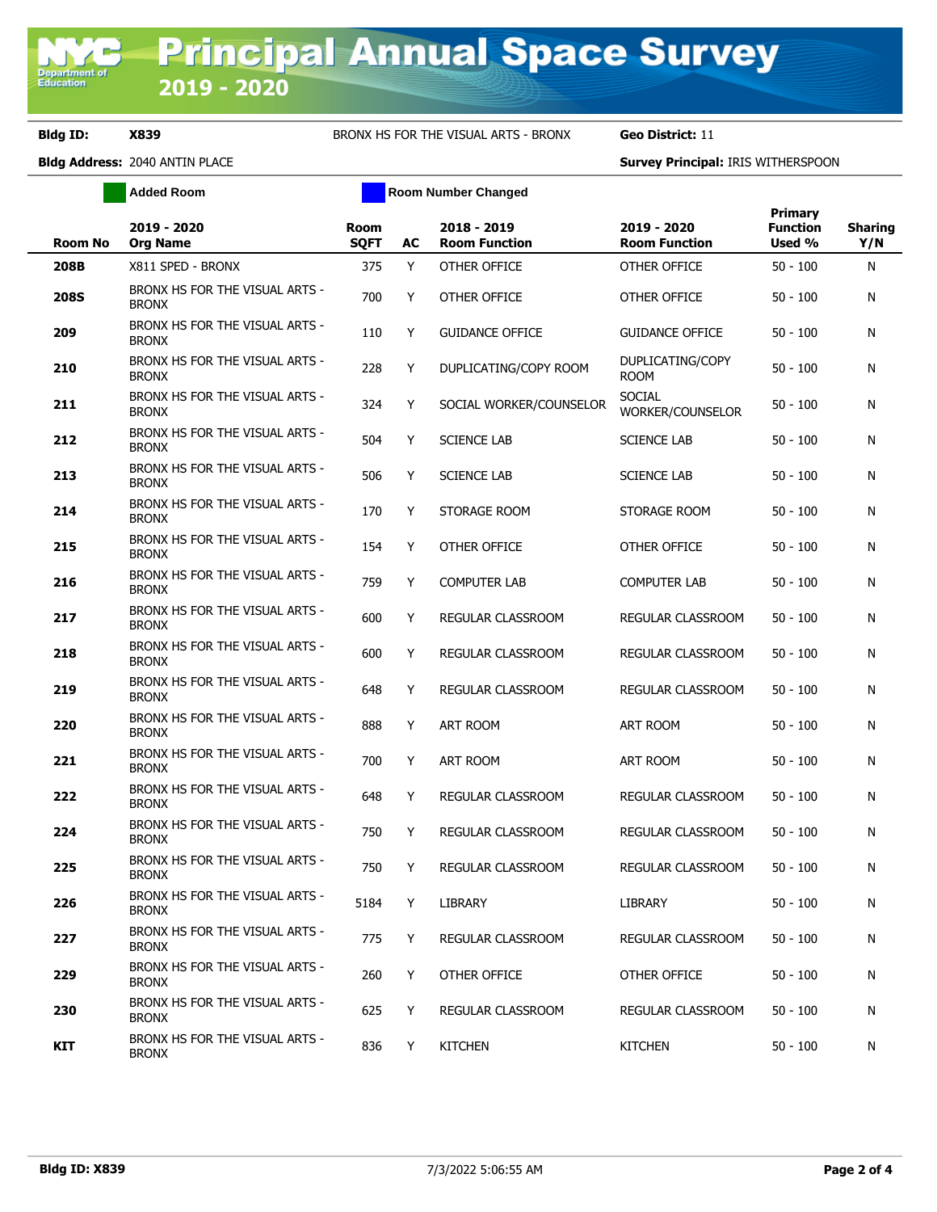# Principal Annual Space Survey
## 2019 - 2020

**Bldg ID:** X839 BRONX HS FOR THE VISUAL ARTS - BRONX **Geo District:** 11

**Bldg Address:** 2040 ANTIN PLACE **Survey Principal:** IRIS WITHERSPOON

Added Room | Room Number Changed

| Room No | 2019 - 2020 Org Name | Room SQFT | AC | 2018 - 2019 Room Function | 2019 - 2020 Room Function | Primary Function Used % | Sharing Y/N |
|---|---|---|---|---|---|---|---|
| 208B | X811 SPED - BRONX | 375 | Y | OTHER OFFICE | OTHER OFFICE | 50 - 100 | N |
| 208S | BRONX HS FOR THE VISUAL ARTS - BRONX | 700 | Y | OTHER OFFICE | OTHER OFFICE | 50 - 100 | N |
| 209 | BRONX HS FOR THE VISUAL ARTS - BRONX | 110 | Y | GUIDANCE OFFICE | GUIDANCE OFFICE | 50 - 100 | N |
| 210 | BRONX HS FOR THE VISUAL ARTS - BRONX | 228 | Y | DUPLICATING/COPY ROOM | DUPLICATING/COPY ROOM | 50 - 100 | N |
| 211 | BRONX HS FOR THE VISUAL ARTS - BRONX | 324 | Y | SOCIAL WORKER/COUNSELOR | SOCIAL WORKER/COUNSELOR | 50 - 100 | N |
| 212 | BRONX HS FOR THE VISUAL ARTS - BRONX | 504 | Y | SCIENCE LAB | SCIENCE LAB | 50 - 100 | N |
| 213 | BRONX HS FOR THE VISUAL ARTS - BRONX | 506 | Y | SCIENCE LAB | SCIENCE LAB | 50 - 100 | N |
| 214 | BRONX HS FOR THE VISUAL ARTS - BRONX | 170 | Y | STORAGE ROOM | STORAGE ROOM | 50 - 100 | N |
| 215 | BRONX HS FOR THE VISUAL ARTS - BRONX | 154 | Y | OTHER OFFICE | OTHER OFFICE | 50 - 100 | N |
| 216 | BRONX HS FOR THE VISUAL ARTS - BRONX | 759 | Y | COMPUTER LAB | COMPUTER LAB | 50 - 100 | N |
| 217 | BRONX HS FOR THE VISUAL ARTS - BRONX | 600 | Y | REGULAR CLASSROOM | REGULAR CLASSROOM | 50 - 100 | N |
| 218 | BRONX HS FOR THE VISUAL ARTS - BRONX | 600 | Y | REGULAR CLASSROOM | REGULAR CLASSROOM | 50 - 100 | N |
| 219 | BRONX HS FOR THE VISUAL ARTS - BRONX | 648 | Y | REGULAR CLASSROOM | REGULAR CLASSROOM | 50 - 100 | N |
| 220 | BRONX HS FOR THE VISUAL ARTS - BRONX | 888 | Y | ART ROOM | ART ROOM | 50 - 100 | N |
| 221 | BRONX HS FOR THE VISUAL ARTS - BRONX | 700 | Y | ART ROOM | ART ROOM | 50 - 100 | N |
| 222 | BRONX HS FOR THE VISUAL ARTS - BRONX | 648 | Y | REGULAR CLASSROOM | REGULAR CLASSROOM | 50 - 100 | N |
| 224 | BRONX HS FOR THE VISUAL ARTS - BRONX | 750 | Y | REGULAR CLASSROOM | REGULAR CLASSROOM | 50 - 100 | N |
| 225 | BRONX HS FOR THE VISUAL ARTS - BRONX | 750 | Y | REGULAR CLASSROOM | REGULAR CLASSROOM | 50 - 100 | N |
| 226 | BRONX HS FOR THE VISUAL ARTS - BRONX | 5184 | Y | LIBRARY | LIBRARY | 50 - 100 | N |
| 227 | BRONX HS FOR THE VISUAL ARTS - BRONX | 775 | Y | REGULAR CLASSROOM | REGULAR CLASSROOM | 50 - 100 | N |
| 229 | BRONX HS FOR THE VISUAL ARTS - BRONX | 260 | Y | OTHER OFFICE | OTHER OFFICE | 50 - 100 | N |
| 230 | BRONX HS FOR THE VISUAL ARTS - BRONX | 625 | Y | REGULAR CLASSROOM | REGULAR CLASSROOM | 50 - 100 | N |
| KIT | BRONX HS FOR THE VISUAL ARTS - BRONX | 836 | Y | KITCHEN | KITCHEN | 50 - 100 | N |

**Bldg ID: X839** 7/3/2022 5:06:55 AM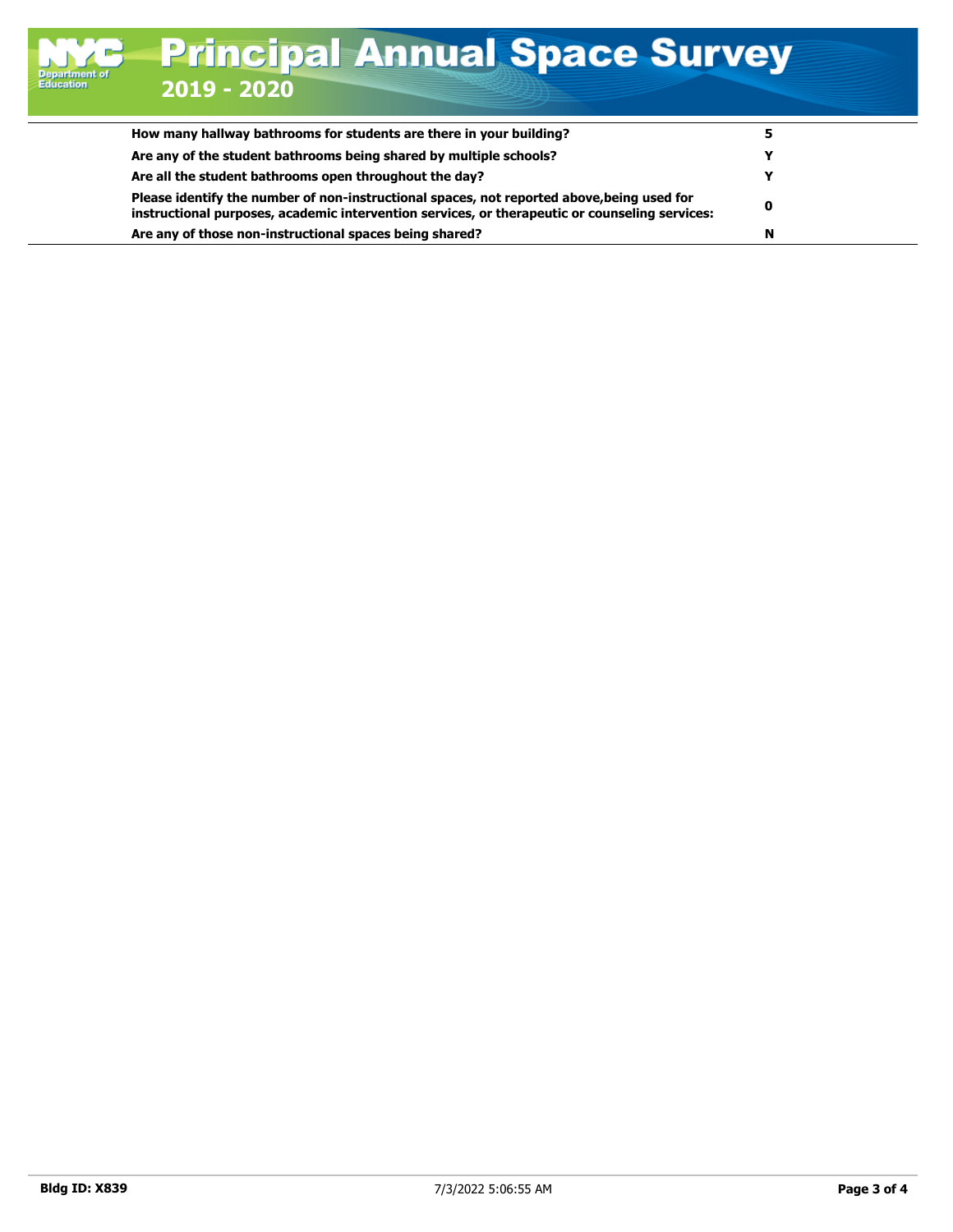# Principal Annual Space Survey

## 2019 - 2020

| Question | Answer |
| --- | --- |
| **How many hallway bathrooms for students are there in your building?** | **5** |
| **Are any of the student bathrooms being shared by multiple schools?** | **Y** |
| **Are all the student bathrooms open throughout the day?** | **Y** |
| **Please identify the number of non-instructional spaces, not reported above,being used for instructional purposes, academic intervention services, or therapeutic or counseling services:** | **0** |
| **Are any of those non-instructional spaces being shared?** | **N** |

**Bldg ID: X839** 7/3/2022 5:06:55 AM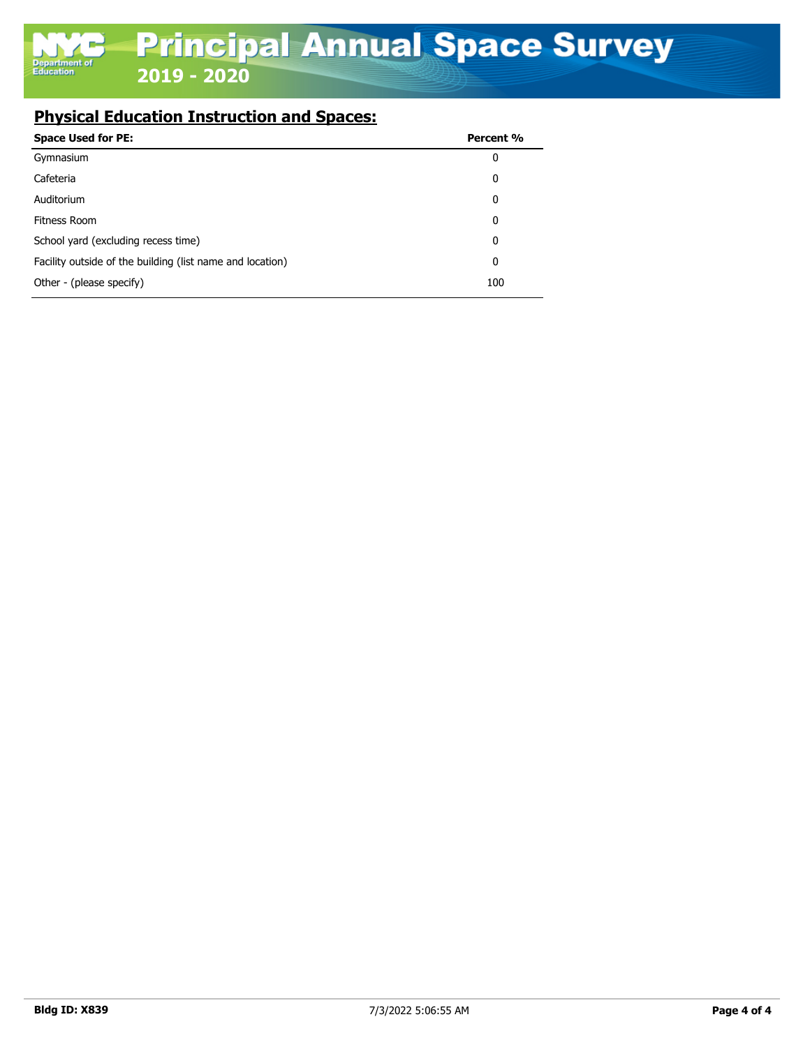## Physical Education Instruction and Spaces:

| Space Used for PE: | Percent % |
|---|---|
| Gymnasium | 0 |
| Cafeteria | 0 |
| Auditorium | 0 |
| Fitness Room | 0 |
| School yard (excluding recess time) | 0 |
| Facility outside of the building (list name and location) | 0 |
| Other - (please specify) | 100 |